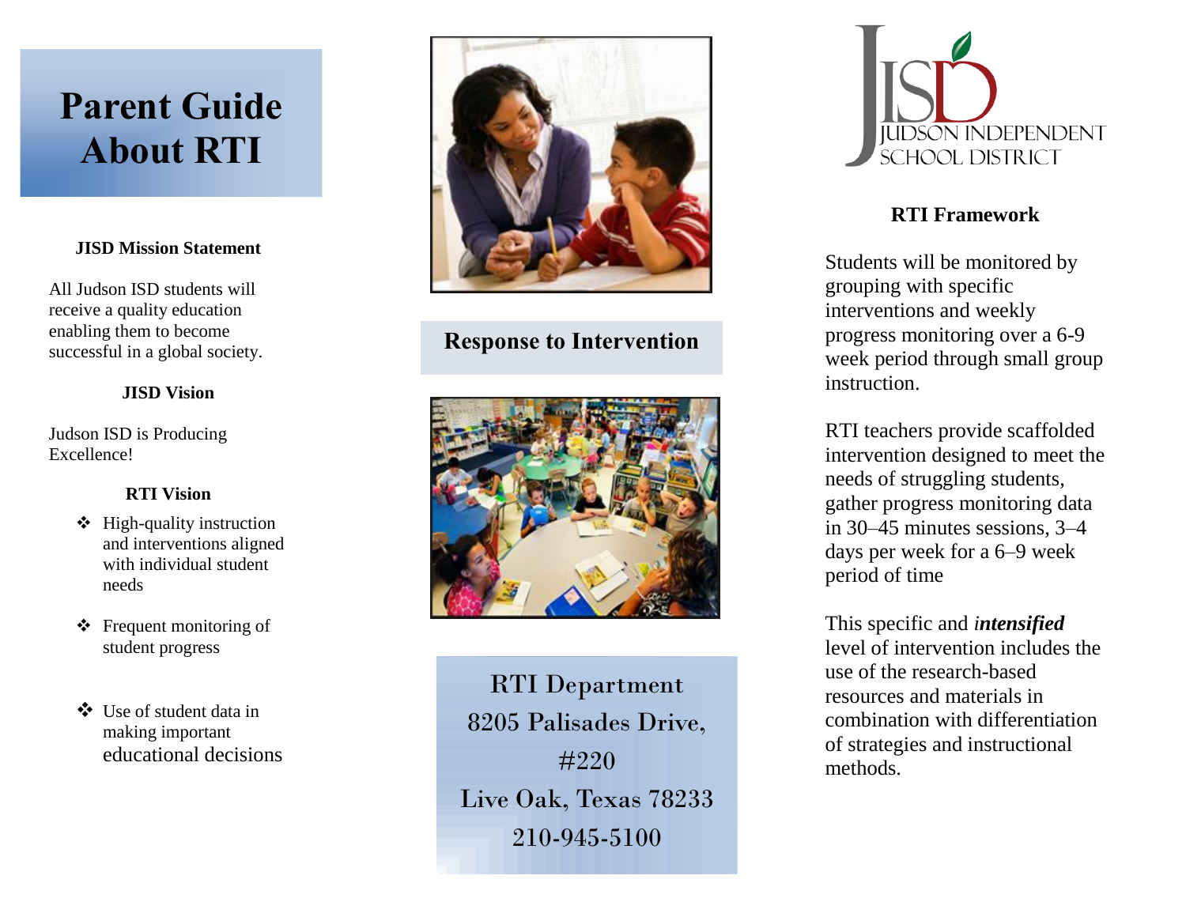# Parent Guide About RTI

### JISD Mission Statement

All Judson ISD students will receive a quality education enabling them to become successful in a global society.

### JISD Vision

Judson ISD is Producing Excellence!

### RTI Vision

- High-quality instruction and interventions aligned with individual student needs
- Frequent monitoring of student progress
- Use of student data in making important educational decisions

## Response to Intervention

RTI Department
8205 Palisades Drive, #220
Live Oak, Texas 78233
210-945-5100

JISD
JUDSON INDEPENDENT SCHOOL DISTRICT

### RTI Framework

Students will be monitored by grouping with specific interventions and weekly progress monitoring over a 6-9 week period through small group instruction.

RTI teachers provide scaffolded intervention designed to meet the needs of struggling students, gather progress monitoring data in 30–45 minutes sessions, 3–4 days per week for a 6–9 week period of time

This specific and ***intensified*** level of intervention includes the use of the research-based resources and materials in combination with differentiation of strategies and instructional methods.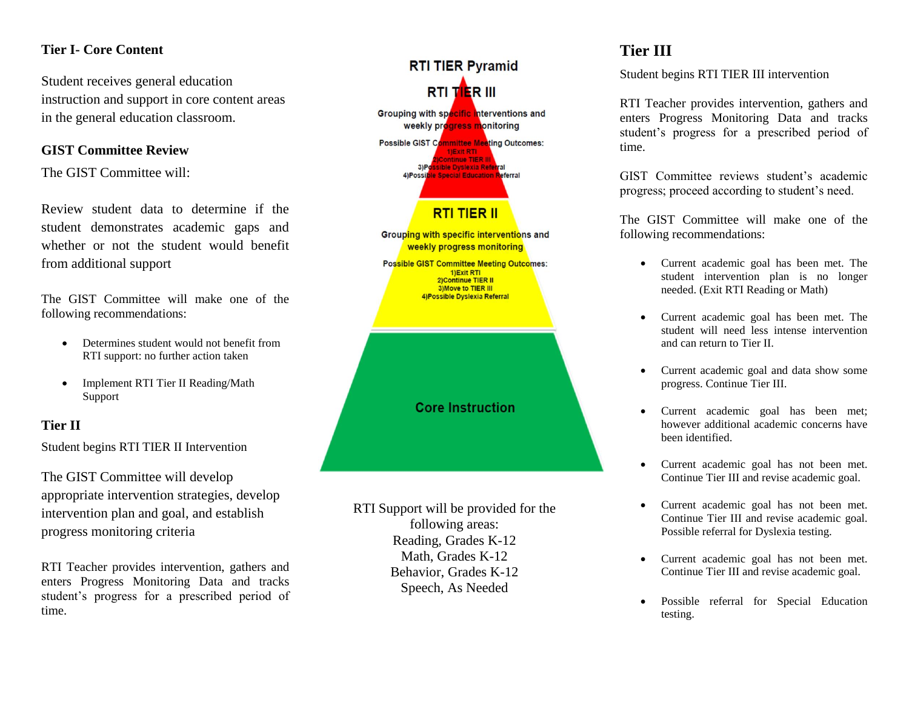**Tier I- Core Content**

Student receives general education instruction and support in core content areas in the general education classroom.

**GIST Committee Review**

The GIST Committee will:

Review student data to determine if the student demonstrates academic gaps and whether or not the student would benefit from additional support

The GIST Committee will make one of the following recommendations:

- Determines student would not benefit from RTI support: no further action taken
- Implement RTI Tier II Reading/Math Support

**Tier II**

Student begins RTI TIER II Intervention

The GIST Committee will develop appropriate intervention strategies, develop intervention plan and goal, and establish progress monitoring criteria

RTI Teacher provides intervention, gathers and enters Progress Monitoring Data and tracks student's progress for a prescribed period of time.

RTI TIER Pyramid

RTI TIER III

Grouping with specific interventions and weekly progress monitoring

Possible GIST Committee Meeting Outcomes:
1)Exit RTI
2)Continue TIER III
3)Possible Dyslexia Referral
4)Possible Special Education Referral

RTI TIER II

Grouping with specific interventions and weekly progress monitoring

Possible GIST Committee Meeting Outcomes:
1)Exit RTI
2)Continue TIER II
3)Move to TIER III
4)Possible Dyslexia Referral

Core Instruction

RTI Support will be provided for the following areas:
Reading, Grades K-12
Math, Grades K-12
Behavior, Grades K-12
Speech, As Needed

## Tier III

Student begins RTI TIER III intervention

RTI Teacher provides intervention, gathers and enters Progress Monitoring Data and tracks student's progress for a prescribed period of time.

GIST Committee reviews student's academic progress; proceed according to student's need.

The GIST Committee will make one of the following recommendations:

- Current academic goal has been met. The student intervention plan is no longer needed. (Exit RTI Reading or Math)
- Current academic goal has been met. The student will need less intense intervention and can return to Tier II.
- Current academic goal and data show some progress. Continue Tier III.
- Current academic goal has been met; however additional academic concerns have been identified.
- Current academic goal has not been met. Continue Tier III and revise academic goal.
- Current academic goal has not been met. Continue Tier III and revise academic goal. Possible referral for Dyslexia testing.
- Current academic goal has not been met. Continue Tier III and revise academic goal.
- Possible referral for Special Education testing.